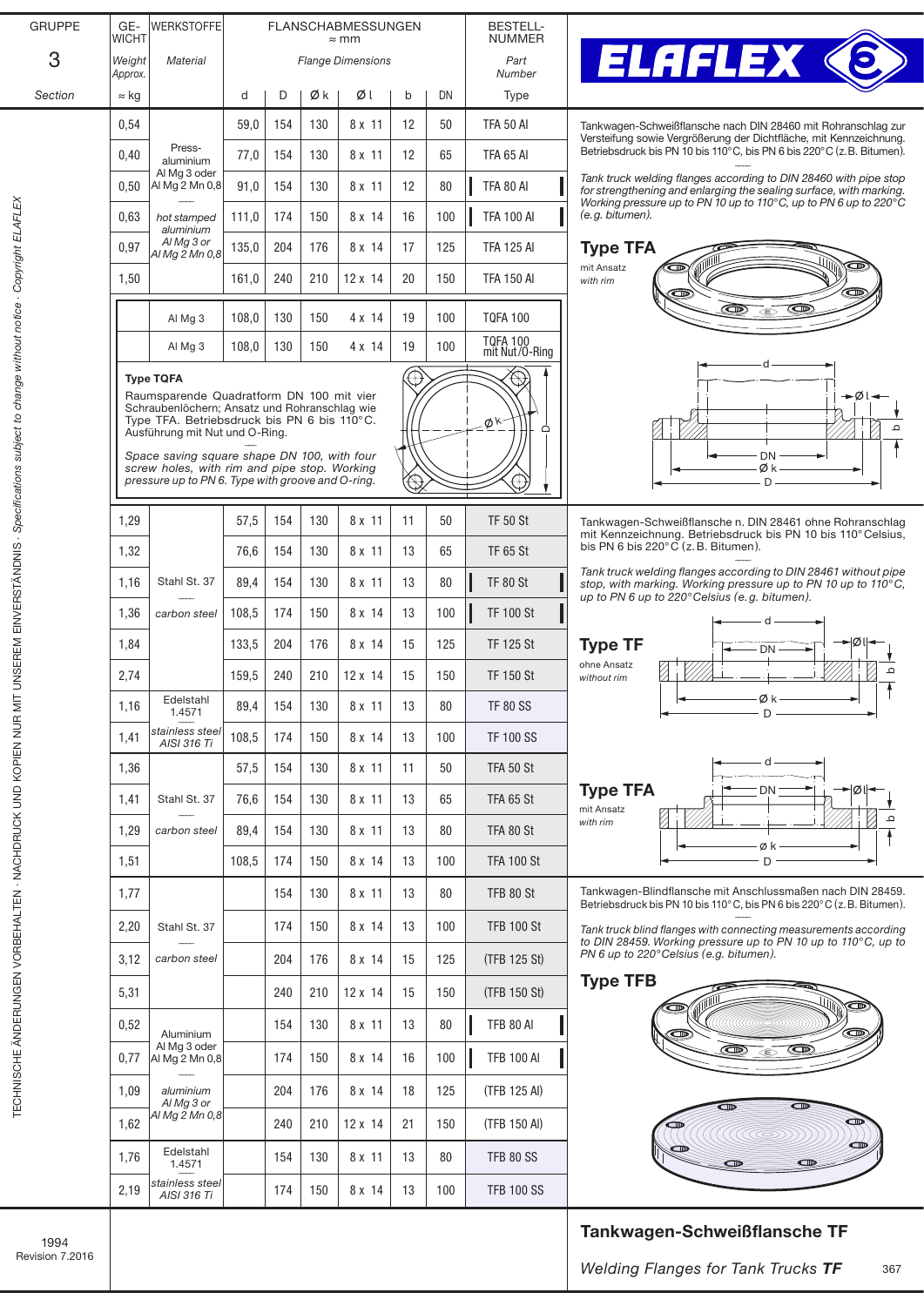# Tankwagen-Schweißflansche TF

*Welding Flanges for Tank Trucks TF*

GRUPPE 3 — Section

| GEWICHT / Weight Approx. ≈ kg | WERKSTOFFE / Material | d | D | Ø k | Ø l | b | DN | BESTELL-NUMMER / Part Number / Type |
|---|---|---|---|---|---|---|---|---|
| 0,54 | Press-aluminium Al Mg 3 oder Al Mg 2 Mn 0,8 — *hot stamped aluminium Al Mg 3 or Al Mg 2 Mn 0,8* | 59,0 | 154 | 130 | 8 x 11 | 12 | 50 | TFA 50 Al |
| 0,40 | | 77,0 | 154 | 130 | 8 x 11 | 12 | 65 | TFA 65 Al |
| 0,50 | | 91,0 | 154 | 130 | 8 x 11 | 12 | 80 | TFA 80 Al |
| 0,63 | | 111,0 | 174 | 150 | 8 x 14 | 16 | 100 | TFA 100 Al |
| 0,97 | | 135,0 | 204 | 176 | 8 x 14 | 17 | 125 | TFA 125 Al |
| 1,50 | | 161,0 | 240 | 210 | 12 x 14 | 20 | 150 | TFA 150 Al |
| | Al Mg 3 | 108,0 | 130 | 150 | 4 x 14 | 19 | 100 | TQFA 100 |
| | Al Mg 3 | 108,0 | 130 | 150 | 4 x 14 | 19 | 100 | TQFA 100 mit Nut/O-Ring |
| 1,29 | Stahl St. 37 — *carbon steel* | 57,5 | 154 | 130 | 8 x 11 | 11 | 50 | TF 50 St |
| 1,32 | | 76,6 | 154 | 130 | 8 x 11 | 13 | 65 | TF 65 St |
| 1,16 | | 89,4 | 154 | 130 | 8 x 11 | 13 | 80 | TF 80 St |
| 1,36 | | 108,5 | 174 | 150 | 8 x 14 | 13 | 100 | TF 100 St |
| 1,84 | | 133,5 | 204 | 176 | 8 x 14 | 15 | 125 | TF 125 St |
| 2,74 | | 159,5 | 240 | 210 | 12 x 14 | 15 | 150 | TF 150 St |
| 1,16 | Edelstahl 1.4571 — *stainless steel AISI 316 Ti* | 89,4 | 154 | 130 | 8 x 11 | 13 | 80 | TF 80 SS |
| 1,41 | | 108,5 | 174 | 150 | 8 x 14 | 13 | 100 | TF 100 SS |
| 1,36 | Stahl St. 37 — *carbon steel* | 57,5 | 154 | 130 | 8 x 11 | 11 | 50 | TFA 50 St |
| 1,41 | | 76,6 | 154 | 130 | 8 x 11 | 13 | 65 | TFA 65 St |
| 1,29 | | 89,4 | 154 | 130 | 8 x 11 | 13 | 80 | TFA 80 St |
| 1,51 | | 108,5 | 174 | 150 | 8 x 11 | 13 | 100 | TFA 100 St |
| 1,77 | Stahl St. 37 — *carbon steel* | | 154 | 130 | 8 x 11 | 13 | 80 | TFB 80 St |
| 2,20 | | | 174 | 150 | 8 x 14 | 13 | 100 | TFB 100 St |
| 3,12 | | | 204 | 176 | 8 x 14 | 15 | 125 | (TFB 125 St) |
| 5,31 | | | 240 | 210 | 12 x 14 | 15 | 150 | (TFB 150 St) |
| 0,52 | Aluminium Al Mg 3 oder Al Mg 2 Mn 0,8 — *aluminium Al Mg 3 or Al Mg 2 Mn 0,8* | | 154 | 130 | 8 x 11 | 13 | 80 | TFB 80 Al |
| 0,77 | | | 174 | 150 | 8 x 14 | 16 | 100 | TFB 100 Al |
| 1,09 | | | 204 | 176 | 8 x 14 | 18 | 125 | (TFB 125 Al) |
| 1,62 | | | 240 | 210 | 12 x 14 | 21 | 150 | (TFB 150 Al) |
| 1,76 | Edelstahl 1.4571 — *stainless steel AISI 316 Ti* | | 154 | 130 | 8 x 11 | 13 | 80 | TFB 80 SS |
| 2,19 | | | 174 | 150 | 8 x 14 | 13 | 100 | TFB 100 SS |

Flanschabmessungen ≈ mm / *Flange Dimensions*

Tankwagen-Schweißflansche nach DIN 28460 mit Rohranschlag zur Versteifung sowie Vergrößerung der Dichtfläche, mit Kennzeichnung. Betriebsdruck bis PN 10 bis 110°C, bis PN 6 bis 220°C (z.B. Bitumen).

*Tank truck welding flanges according to DIN 28460 with pipe stop for strengthening and enlarging the sealing surface, with marking. Working pressure up to PN 10 up to 110°C, up to PN 6 up to 220°C (e.g. bitumen).*

**Type TFA**

mit Ansatz — *with rim*

**Type TQFA**

Raumsparende Quadratform DN 100 mit vier Schraubenlöchern; Ansatz und Rohranschlag wie Type TFA. Betriebsdruck bis PN 6 bis 110°C. Ausführung mit Nut und O-Ring.

*Space saving square shape DN 100, with four screw holes, with rim and pipe stop. Working pressure up to PN 6. Type with groove and O-ring.*

Tankwagen-Schweißflansche n. DIN 28461 ohne Rohranschlag mit Kennzeichnung. Betriebsdruck bis PN 10 bis 110° Celsius, bis PN 6 bis 220°C (z.B. Bitumen).

*Tank truck welding flanges according to DIN 28461 without pipe stop, with marking. Working pressure up to PN 10 up to 110°C, up to PN 6 up to 220°Celsius (e.g. bitumen).*

**Type TF**

ohne Ansatz — *without rim*

**Type TFA**

mit Ansatz — *with rim*

Tankwagen-Blindflansche mit Anschlussmaßen nach DIN 28459. Betriebsdruck bis PN 10 bis 110°C, bis PN 6 bis 220°C (z.B. Bitumen).

*Tank truck blind flanges with connecting measurements according to DIN 28459. Working pressure up to PN 10 up to 110°C, up to PN 6 up to 220°Celsius (e.g. bitumen).*

**Type TFB**

1994 — Revision 7.2016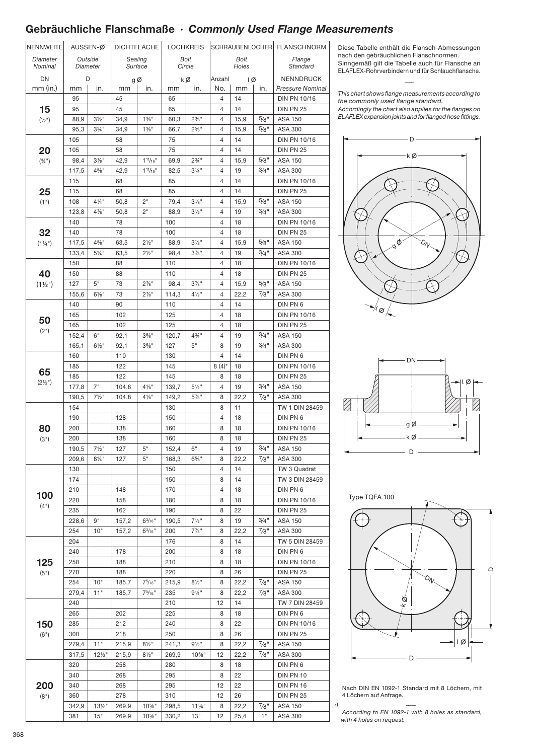## Gebräuchliche Flanschmaße · *Commonly Used Flange Measurements*

| NENNWEITE | AUSSEN-Ø | | DICHTFLÄCHE | | LOCHKREIS | | SCHRAUBENLÖCHER | | | FLANSCHNORM |
|---|---|---|---|---|---|---|---|---|---|---|
| *Diameter Nominal* | *Outside Diameter* | | *Sealing Surface* | | *Bolt Circle* | | *Bolt Holes* | | | *Flange Standard* |
| DN | D | | g Ø | | k Ø | | Anzahl | l Ø | | NENNDRUCK |
| mm (in.) | mm | in. | mm | in. | mm | in. | No. | mm | in. | *Pressure Nominal* |
| **15** (½") | 95 | | 45 | | 65 | | 4 | 14 | | DIN PN 10/16 |
| | 95 | | 45 | | 65 | | 4 | 14 | | DIN PN 25 |
| | 88,9 | 3½" | 34,9 | 1⅜" | 60,3 | 2⅜" | 4 | 15,9 | ⅝" | ASA 150 |
| | 95,3 | 3¾" | 34,9 | 1⅜" | 66,7 | 2⅝" | 4 | 15,9 | ⅝" | ASA 300 |
| **20** (¾") | 105 | | 58 | | 75 | | 4 | 14 | | DIN PN 10/16 |
| | 105 | | 58 | | 75 | | 4 | 14 | | DIN PN 25 |
| | 98,4 | 3⅞" | 42,9 | 1¹¹⁄₁₆" | 69,9 | 2¾" | 4 | 15,9 | ⅝" | ASA 150 |
| | 117,5 | 4⅝" | 42,9 | 1¹¹⁄₁₆" | 82,5 | 3¼" | 4 | 19 | ¾" | ASA 300 |
| **25** (1") | 115 | | 68 | | 85 | | 4 | 14 | | DIN PN 10/16 |
| | 115 | | 68 | | 85 | | 4 | 14 | | DIN PN 25 |
| | 108 | 4¼" | 50,8 | 2" | 79,4 | 3⅛" | 4 | 15,9 | ⅝" | ASA 150 |
| | 123,8 | 4⅞" | 50,8 | 2" | 88,9 | 3½" | 4 | 19 | ¾" | ASA 300 |
| **32** (1¼") | 140 | | 78 | | 100 | | 4 | 18 | | DIN PN 10/16 |
| | 140 | | 78 | | 100 | | 4 | 18 | | DIN PN 25 |
| | 117,5 | 4⅝" | 63,5 | 2½" | 88,9 | 3½" | 4 | 15,9 | ⅝" | ASA 150 |
| | 133,4 | 5¼" | 63,5 | 2½" | 98,4 | 3⅞" | 4 | 19 | ¾" | ASA 300 |
| **40** (1½") | 150 | | 88 | | 110 | | 4 | 18 | | DIN PN 10/16 |
| | 150 | | 88 | | 110 | | 4 | 18 | | DIN PN 25 |
| | 127 | 5" | 73 | 2⅞" | 98,4 | 3⅞" | 4 | 15,9 | ⅝" | ASA 150 |
| | 155,6 | 6⅛" | 73 | 2⅞" | 114,3 | 4½" | 4 | 22,2 | ⅞" | ASA 300 |
| **50** (2") | 140 | | 90 | | 110 | | 4 | 14 | | DIN PN 6 |
| | 165 | | 102 | | 125 | | 4 | 18 | | DIN PN 10/16 |
| | 165 | | 102 | | 125 | | 4 | 18 | | DIN PN 25 |
| | 152,4 | 6" | 92,1 | 3⅝" | 120,7 | 4¾" | 4 | 19 | ¾" | ASA 150 |
| | 165,1 | 6½" | 92,1 | 3⅝" | 127 | 5" | 8 | 19 | ¾" | ASA 300 |
| **65** (2½") | 160 | | 110 | | 130 | | 4 | 14 | | DIN PN 6 |
| | 185 | | 122 | | 145 | | 8 (4)* | 18 | | DIN PN 10/16 |
| | 185 | | 122 | | 145 | | 8 | 18 | | DIN PN 25 |
| | 177,8 | 7" | 104,8 | 4⅛" | 139,7 | 5½" | 4 | 19 | ¾" | ASA 150 |
| | 190,5 | 7½" | 104,8 | 4⅛" | 149,2 | 5⅞" | 8 | 22,2 | ⅞" | ASA 300 |
| **80** (3") | 154 | | | | 130 | | 8 | 11 | | TW 1 DIN 28459 |
| | 190 | | 128 | | 150 | | 4 | 18 | | DIN PN 6 |
| | 200 | | 138 | | 160 | | 8 | 18 | | DIN PN 10/16 |
| | 200 | | 138 | | 160 | | 8 | 18 | | DIN PN 25 |
| | 190,5 | 7½" | 127 | 5" | 152,4 | 6" | 4 | 19 | ¾" | ASA 150 |
| | 209,6 | 8¼" | 127 | 5" | 168,3 | 6⅝" | 8 | 22,2 | ⅞" | ASA 300 |
| **100** (4") | 130 | | | | 150 | | 4 | 14 | | TW 3 Quadrat |
| | 174 | | | | 150 | | 8 | 14 | | TW 3 DIN 28459 |
| | 210 | | 148 | | 170 | | 4 | 18 | | DIN PN 6 |
| | 220 | | 158 | | 180 | | 8 | 18 | | DIN PN 10/16 |
| | 235 | | 162 | | 190 | | 8 | 22 | | DIN PN 25 |
| | 228,6 | 9" | 157,2 | 6³⁄₁₆" | 190,5 | 7½" | 8 | 19 | ¾" | ASA 150 |
| | 254 | 10" | 157,2 | 6³⁄₁₆" | 200 | 7⅞" | 8 | 22,2 | ⅞" | ASA 300 |
| **125** (5") | 204 | | | | 176 | | 8 | 14 | | TW 5 DIN 28459 |
| | 240 | | 178 | | 200 | | 8 | 18 | | DIN PN 6 |
| | 250 | | 188 | | 210 | | 8 | 18 | | DIN PN 10/16 |
| | 270 | | 188 | | 220 | | 8 | 26 | | DIN PN 25 |
| | 254 | 10" | 185,7 | 7⁵⁄₁₆" | 215,9 | 8½" | 8 | 22,2 | ⅞" | ASA 150 |
| | 279,4 | 11" | 185,7 | 7⁵⁄₁₆" | 235 | 9¼" | 8 | 22,2 | ⅞" | ASA 300 |
| **150** (6") | 240 | | | | 210 | | 12 | 14 | | TW 7 DIN 28459 |
| | 265 | | 202 | | 225 | | 8 | 18 | | DIN PN 6 |
| | 285 | | 212 | | 240 | | 8 | 22 | | DIN PN 10/16 |
| | 300 | | 218 | | 250 | | 8 | 26 | | DIN PN 25 |
| | 279,4 | 11" | 215,9 | 8½" | 241,3 | 9½" | 8 | 22,2 | ⅞" | ASA 150 |
| | 317,5 | 12½" | 215,9 | 8½" | 269,9 | 10⅝" | 12 | 22,2 | ⅞" | ASA 300 |
| **200** (8") | 320 | | 258 | | 280 | | 8 | 18 | | DIN PN 6 |
| | 340 | | 268 | | 295 | | 8 | 22 | | DIN PN 10 |
| | 340 | | 268 | | 295 | | 12 | 22 | | DIN PN 16 |
| | 360 | | 278 | | 310 | | 12 | 26 | | DIN PN 25 |
| | 342,9 | 13½" | 269,9 | 10⅝" | 298,5 | 11¾" | 8 | 22,2 | ⅞" | ASA 150 |
| | 381 | 15" | 269,9 | 10⅝" | 330,2 | 13" | 12 | 25,4 | 1" | ASA 300 |

Diese Tabelle enthält die Flansch-Abmessungen nach den gebräuchlichen Flanschnormen. Sinngemäß gilt die Tabelle auch für Flansche an ELAFLEX-Rohrverbindern und für Schlauchflansche.

*This chart shows flange measurements according to the commonly used flange standard. Accordingly the chart also applies for the flanges on ELAFLEX expansion joints and for flanged hose fittings.*

D
k Ø
g Ø
DN
l Ø

DN
l Ø
g Ø
k Ø
D

Type TQFA 100
D
DN
k Ø
l Ø
D

*) Nach DIN EN 1092-1 Standard mit 8 Löchern, mit 4 Löchern auf Anfrage.

*According to EN 1092-1 with 8 holes as standard, with 4 holes on request.*